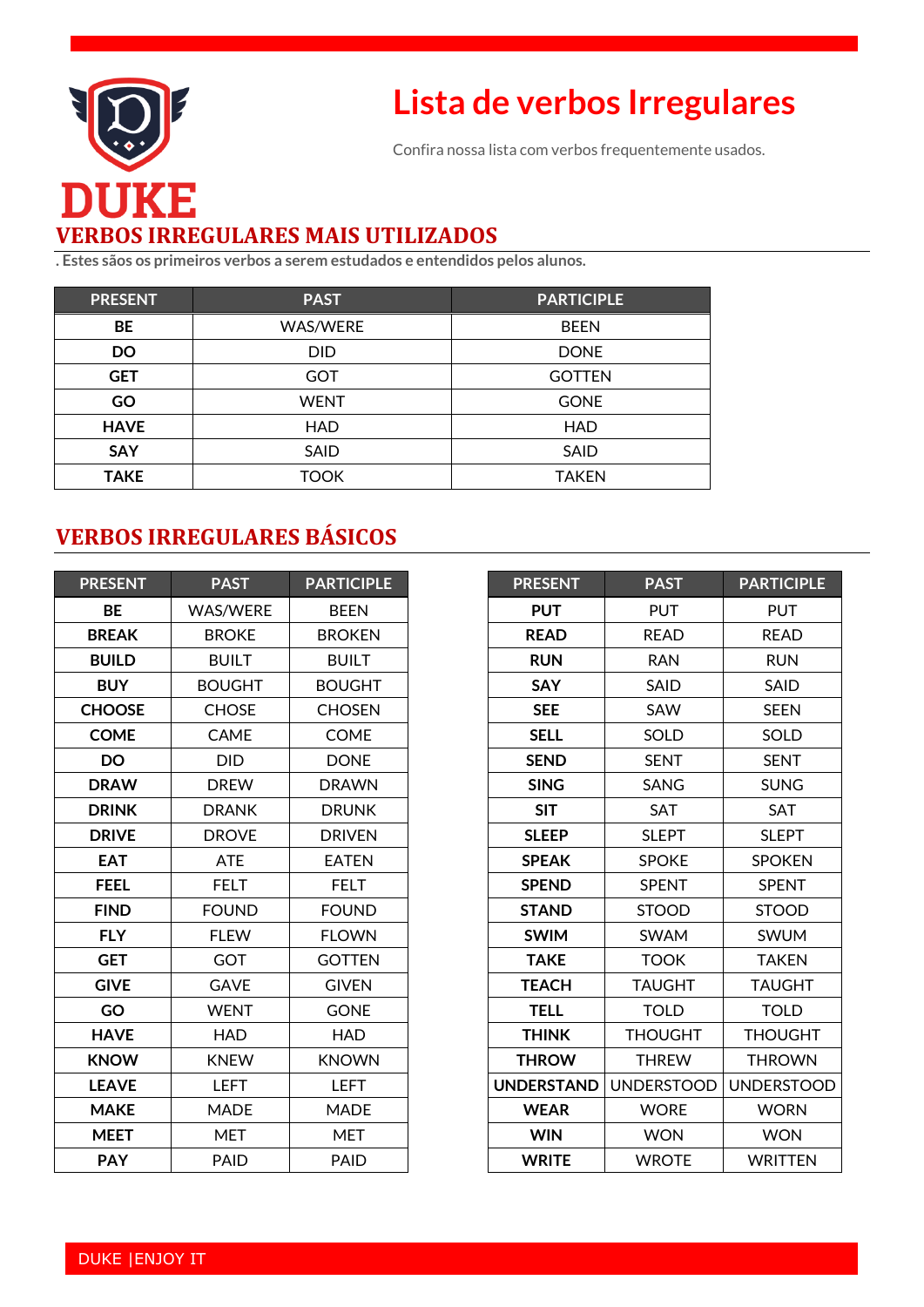DUKE

# Lista de verbos Irregulares

Confira nossa lista com verbos frequentemente usados.

## VERBOS IRREGULARES MAIS UTILIZADOS

. Estes são os primeiros verbos a serem estudados e entendidos pelos alunos.

| PRESENT | PAST | PARTICIPLE |
|---|---|---|
| **BE** | WAS/WERE | BEEN |
| **DO** | DID | DONE |
| **GET** | GOT | GOTTEN |
| **GO** | WENT | GONE |
| **HAVE** | HAD | HAD |
| **SAY** | SAID | SAID |
| **TAKE** | TOOK | TAKEN |

## VERBOS IRREGULARES BÁSICOS

| PRESENT | PAST | PARTICIPLE |
|---|---|---|
| **BE** | WAS/WERE | BEEN |
| **BREAK** | BROKE | BROKEN |
| **BUILD** | BUILT | BUILT |
| **BUY** | BOUGHT | BOUGHT |
| **CHOOSE** | CHOSE | CHOSEN |
| **COME** | CAME | COME |
| **DO** | DID | DONE |
| **DRAW** | DREW | DRAWN |
| **DRINK** | DRANK | DRUNK |
| **DRIVE** | DROVE | DRIVEN |
| **EAT** | ATE | EATEN |
| **FEEL** | FELT | FELT |
| **FIND** | FOUND | FOUND |
| **FLY** | FLEW | FLOWN |
| **GET** | GOT | GOTTEN |
| **GIVE** | GAVE | GIVEN |
| **GO** | WENT | GONE |
| **HAVE** | HAD | HAD |
| **KNOW** | KNEW | KNOWN |
| **LEAVE** | LEFT | LEFT |
| **MAKE** | MADE | MADE |
| **MEET** | MET | MET |
| **PAY** | PAID | PAID |

| PRESENT | PAST | PARTICIPLE |
|---|---|---|
| **PUT** | PUT | PUT |
| **READ** | READ | READ |
| **RUN** | RAN | RUN |
| **SAY** | SAID | SAID |
| **SEE** | SAW | SEEN |
| **SELL** | SOLD | SOLD |
| **SEND** | SENT | SENT |
| **SING** | SANG | SUNG |
| **SIT** | SAT | SAT |
| **SLEEP** | SLEPT | SLEPT |
| **SPEAK** | SPOKE | SPOKEN |
| **SPEND** | SPENT | SPENT |
| **STAND** | STOOD | STOOD |
| **SWIM** | SWAM | SWUM |
| **TAKE** | TOOK | TAKEN |
| **TEACH** | TAUGHT | TAUGHT |
| **TELL** | TOLD | TOLD |
| **THINK** | THOUGHT | THOUGHT |
| **THROW** | THREW | THROWN |
| **UNDERSTAND** | UNDERSTOOD | UNDERSTOOD |
| **WEAR** | WORE | WORN |
| **WIN** | WON | WON |
| **WRITE** | WROTE | WRITTEN |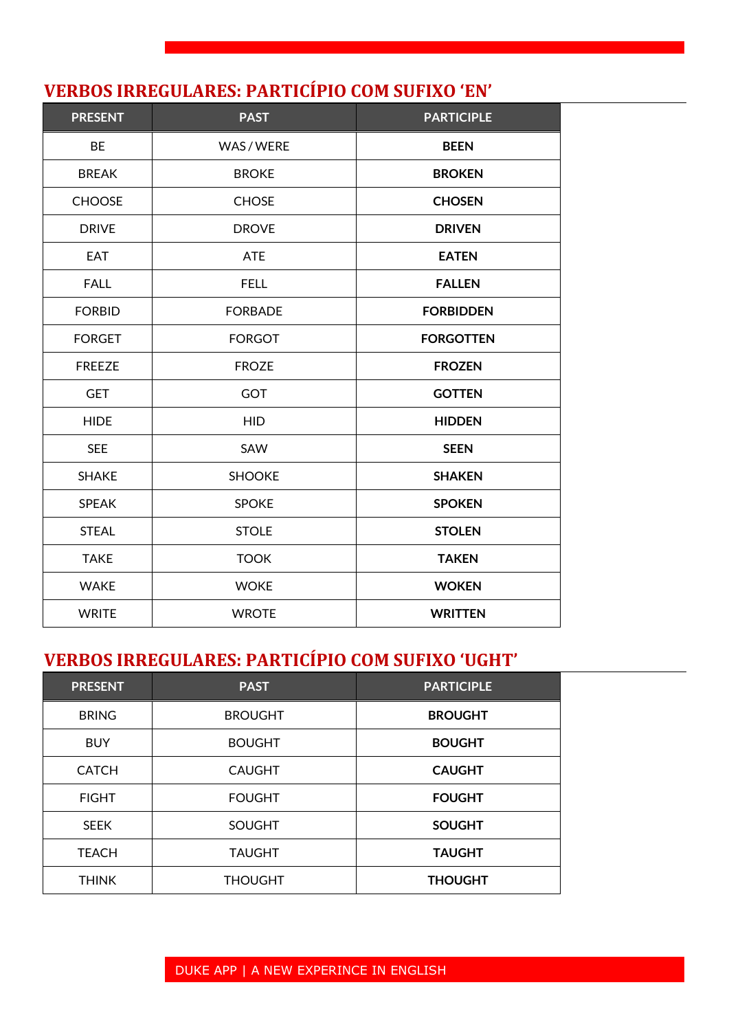## VERBOS IRREGULARES: PARTICÍPIO COM SUFIXO 'EN'

| PRESENT | PAST | PARTICIPLE |
|---|---|---|
| BE | WAS / WERE | **BEEN** |
| BREAK | BROKE | **BROKEN** |
| CHOOSE | CHOSE | **CHOSEN** |
| DRIVE | DROVE | **DRIVEN** |
| EAT | ATE | **EATEN** |
| FALL | FELL | **FALLEN** |
| FORBID | FORBADE | **FORBIDDEN** |
| FORGET | FORGOT | **FORGOTTEN** |
| FREEZE | FROZE | **FROZEN** |
| GET | GOT | **GOTTEN** |
| HIDE | HID | **HIDDEN** |
| SEE | SAW | **SEEN** |
| SHAKE | SHOOKE | **SHAKEN** |
| SPEAK | SPOKE | **SPOKEN** |
| STEAL | STOLE | **STOLEN** |
| TAKE | TOOK | **TAKEN** |
| WAKE | WOKE | **WOKEN** |
| WRITE | WROTE | **WRITTEN** |

## VERBOS IRREGULARES: PARTICÍPIO COM SUFIXO 'UGHT'

| PRESENT | PAST | PARTICIPLE |
|---|---|---|
| BRING | BROUGHT | **BROUGHT** |
| BUY | BOUGHT | **BOUGHT** |
| CATCH | CAUGHT | **CAUGHT** |
| FIGHT | FOUGHT | **FOUGHT** |
| SEEK | SOUGHT | **SOUGHT** |
| TEACH | TAUGHT | **TAUGHT** |
| THINK | THOUGHT | **THOUGHT** |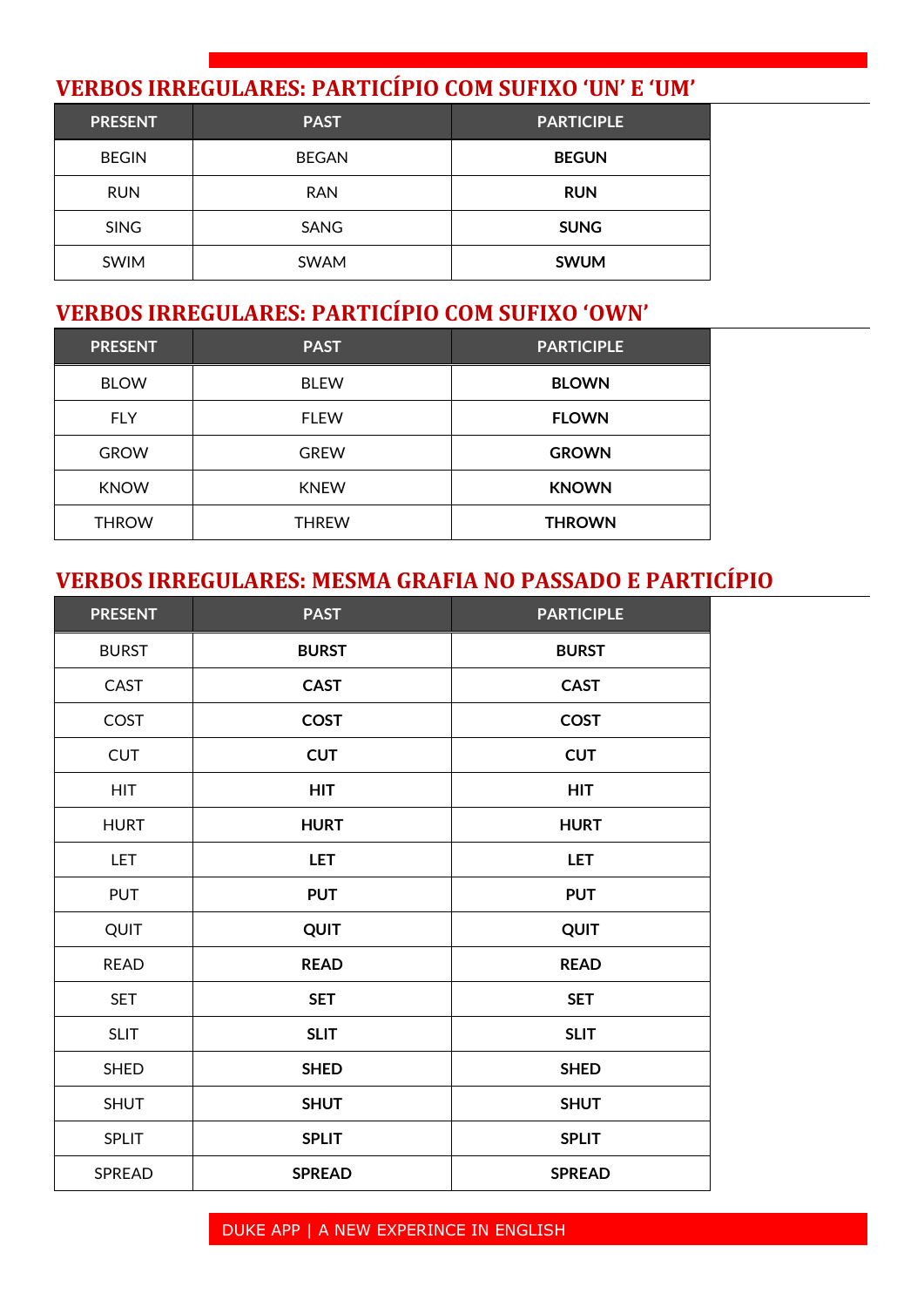## VERBOS IRREGULARES: PARTICÍPIO COM SUFIXO 'UN' E 'UM'

| PRESENT | PAST | PARTICIPLE |
|---|---|---|
| BEGIN | BEGAN | **BEGUN** |
| RUN | RAN | **RUN** |
| SING | SANG | **SUNG** |
| SWIM | SWAM | **SWUM** |

## VERBOS IRREGULARES: PARTICÍPIO COM SUFIXO 'OWN'

| PRESENT | PAST | PARTICIPLE |
|---|---|---|
| BLOW | BLEW | **BLOWN** |
| FLY | FLEW | **FLOWN** |
| GROW | GREW | **GROWN** |
| KNOW | KNEW | **KNOWN** |
| THROW | THREW | **THROWN** |

## VERBOS IRREGULARES: MESMA GRAFIA NO PASSADO E PARTICÍPIO

| PRESENT | PAST | PARTICIPLE |
|---|---|---|
| BURST | **BURST** | **BURST** |
| CAST | **CAST** | **CAST** |
| COST | **COST** | **COST** |
| CUT | **CUT** | **CUT** |
| HIT | **HIT** | **HIT** |
| HURT | **HURT** | **HURT** |
| LET | **LET** | **LET** |
| PUT | **PUT** | **PUT** |
| QUIT | **QUIT** | **QUIT** |
| READ | **READ** | **READ** |
| SET | **SET** | **SET** |
| SLIT | **SLIT** | **SLIT** |
| SHED | **SHED** | **SHED** |
| SHUT | **SHUT** | **SHUT** |
| SPLIT | **SPLIT** | **SPLIT** |
| SPREAD | **SPREAD** | **SPREAD** |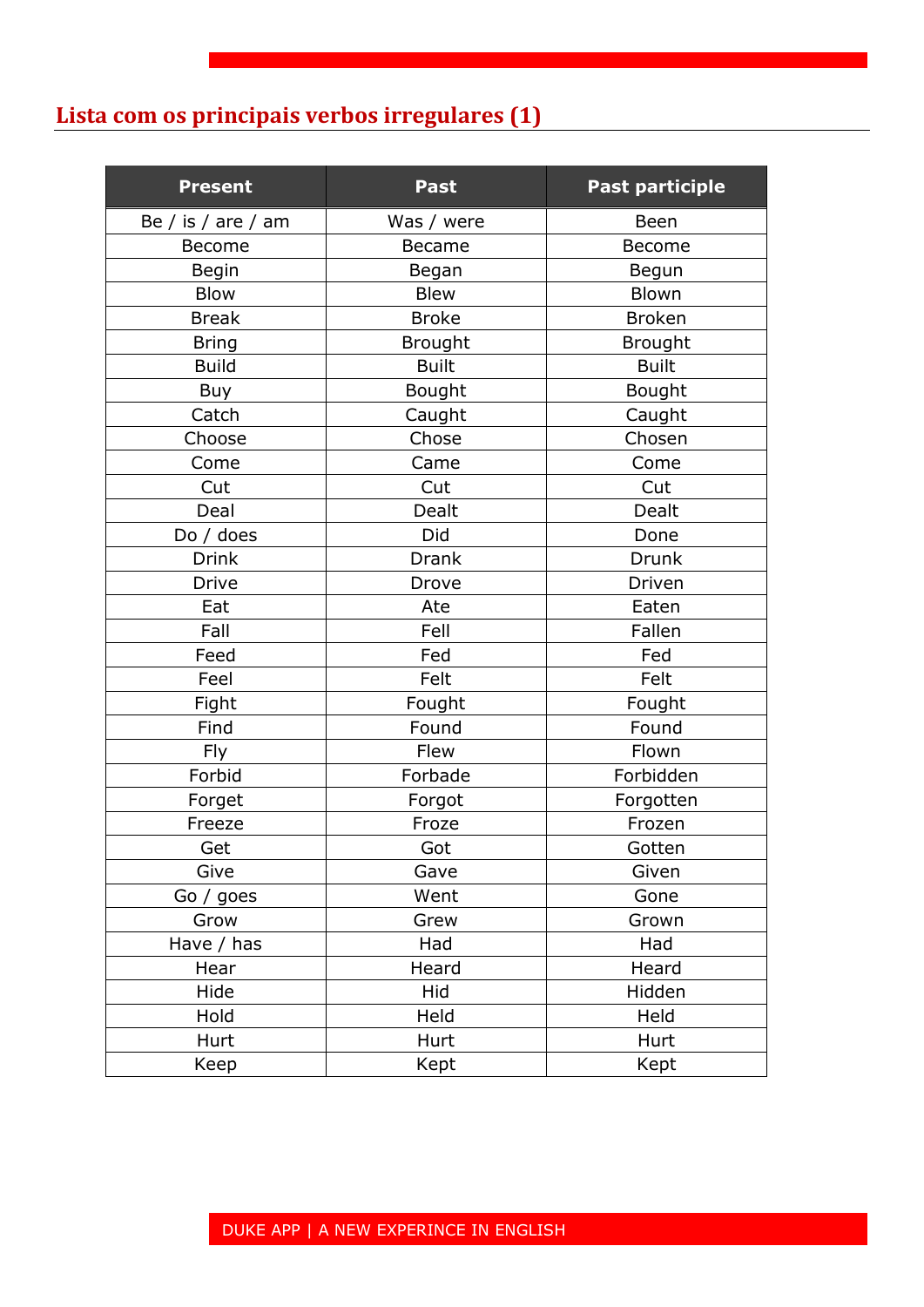## Lista com os principais verbos irregulares (1)

| Present | Past | Past participle |
|---|---|---|
| Be / is / are / am | Was / were | Been |
| Become | Became | Become |
| Begin | Began | Begun |
| Blow | Blew | Blown |
| Break | Broke | Broken |
| Bring | Brought | Brought |
| Build | Built | Built |
| Buy | Bought | Bought |
| Catch | Caught | Caught |
| Choose | Chose | Chosen |
| Come | Came | Come |
| Cut | Cut | Cut |
| Deal | Dealt | Dealt |
| Do / does | Did | Done |
| Drink | Drank | Drunk |
| Drive | Drove | Driven |
| Eat | Ate | Eaten |
| Fall | Fell | Fallen |
| Feed | Fed | Fed |
| Feel | Felt | Felt |
| Fight | Fought | Fought |
| Find | Found | Found |
| Fly | Flew | Flown |
| Forbid | Forbade | Forbidden |
| Forget | Forgot | Forgotten |
| Freeze | Froze | Frozen |
| Get | Got | Gotten |
| Give | Gave | Given |
| Go / goes | Went | Gone |
| Grow | Grew | Grown |
| Have / has | Had | Had |
| Hear | Heard | Heard |
| Hide | Hid | Hidden |
| Hold | Held | Held |
| Hurt | Hurt | Hurt |
| Keep | Kept | Kept |

DUKE APP | A NEW EXPERINCE IN ENGLISH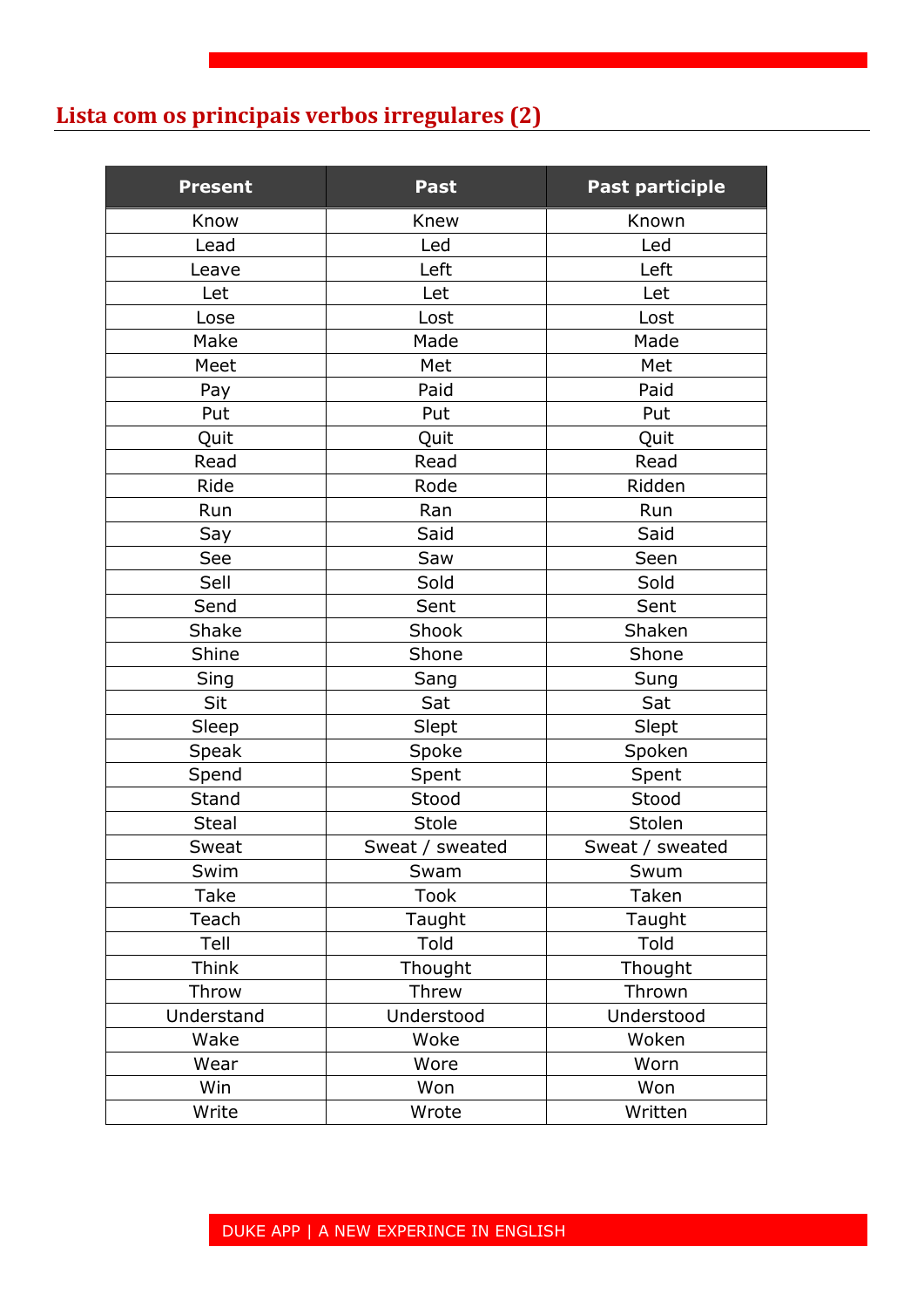## Lista com os principais verbos irregulares (2)

| Present | Past | Past participle |
| --- | --- | --- |
| Know | Knew | Known |
| Lead | Led | Led |
| Leave | Left | Left |
| Let | Let | Let |
| Lose | Lost | Lost |
| Make | Made | Made |
| Meet | Met | Met |
| Pay | Paid | Paid |
| Put | Put | Put |
| Quit | Quit | Quit |
| Read | Read | Read |
| Ride | Rode | Ridden |
| Run | Ran | Run |
| Say | Said | Said |
| See | Saw | Seen |
| Sell | Sold | Sold |
| Send | Sent | Sent |
| Shake | Shook | Shaken |
| Shine | Shone | Shone |
| Sing | Sang | Sung |
| Sit | Sat | Sat |
| Sleep | Slept | Slept |
| Speak | Spoke | Spoken |
| Spend | Spent | Spent |
| Stand | Stood | Stood |
| Steal | Stole | Stolen |
| Sweat | Sweat / sweated | Sweat / sweated |
| Swim | Swam | Swum |
| Take | Took | Taken |
| Teach | Taught | Taught |
| Tell | Told | Told |
| Think | Thought | Thought |
| Throw | Threw | Thrown |
| Understand | Understood | Understood |
| Wake | Woke | Woken |
| Wear | Wore | Worn |
| Win | Won | Won |
| Write | Wrote | Written |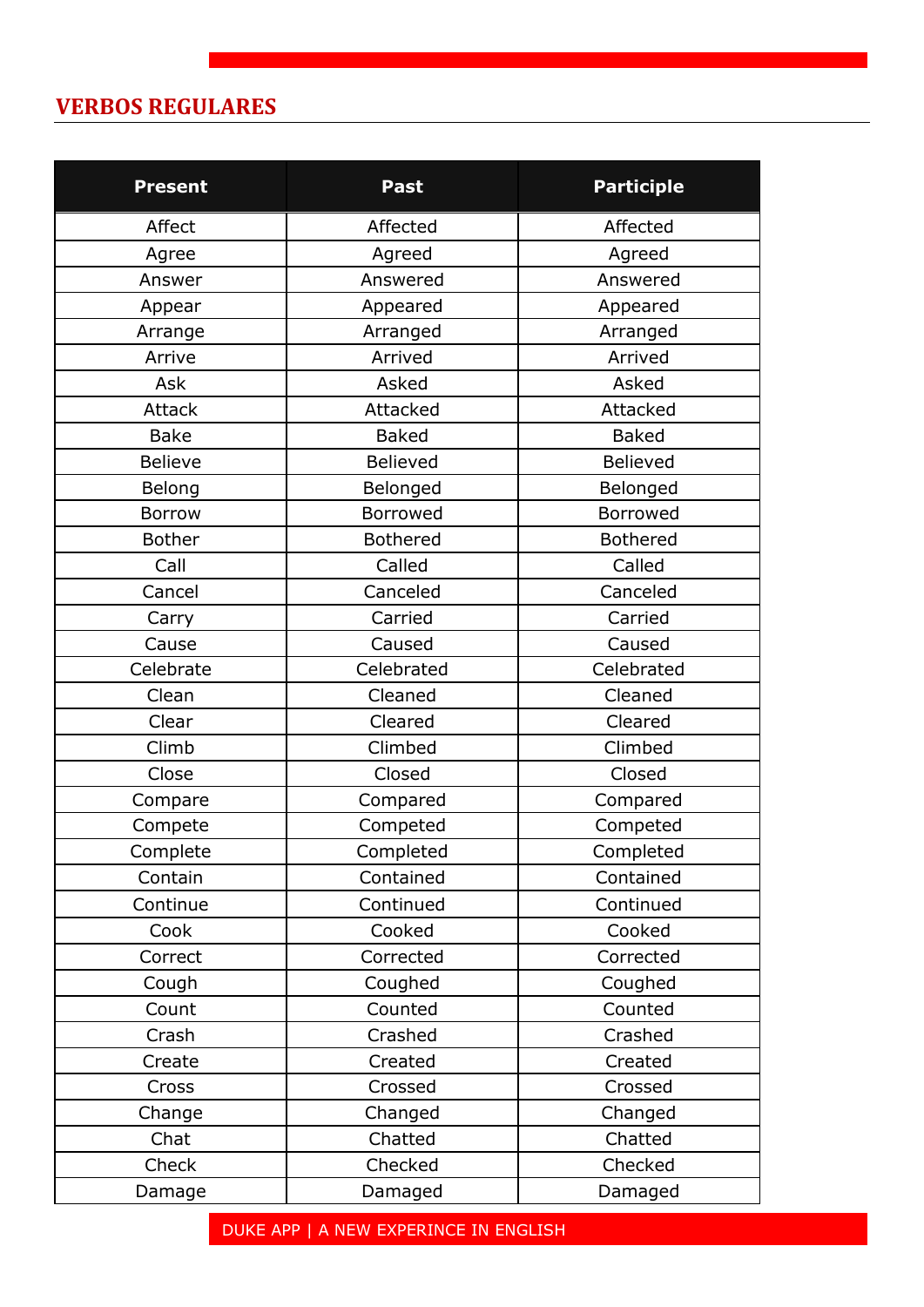## VERBOS REGULARES

| Present | Past | Participle |
| --- | --- | --- |
| Affect | Affected | Affected |
| Agree | Agreed | Agreed |
| Answer | Answered | Answered |
| Appear | Appeared | Appeared |
| Arrange | Arranged | Arranged |
| Arrive | Arrived | Arrived |
| Ask | Asked | Asked |
| Attack | Attacked | Attacked |
| Bake | Baked | Baked |
| Believe | Believed | Believed |
| Belong | Belonged | Belonged |
| Borrow | Borrowed | Borrowed |
| Bother | Bothered | Bothered |
| Call | Called | Called |
| Cancel | Canceled | Canceled |
| Carry | Carried | Carried |
| Cause | Caused | Caused |
| Celebrate | Celebrated | Celebrated |
| Clean | Cleaned | Cleaned |
| Clear | Cleared | Cleared |
| Climb | Climbed | Climbed |
| Close | Closed | Closed |
| Compare | Compared | Compared |
| Compete | Competed | Competed |
| Complete | Completed | Completed |
| Contain | Contained | Contained |
| Continue | Continued | Continued |
| Cook | Cooked | Cooked |
| Correct | Corrected | Corrected |
| Cough | Coughed | Coughed |
| Count | Counted | Counted |
| Crash | Crashed | Crashed |
| Create | Created | Created |
| Cross | Crossed | Crossed |
| Change | Changed | Changed |
| Chat | Chatted | Chatted |
| Check | Checked | Checked |
| Damage | Damaged | Damaged |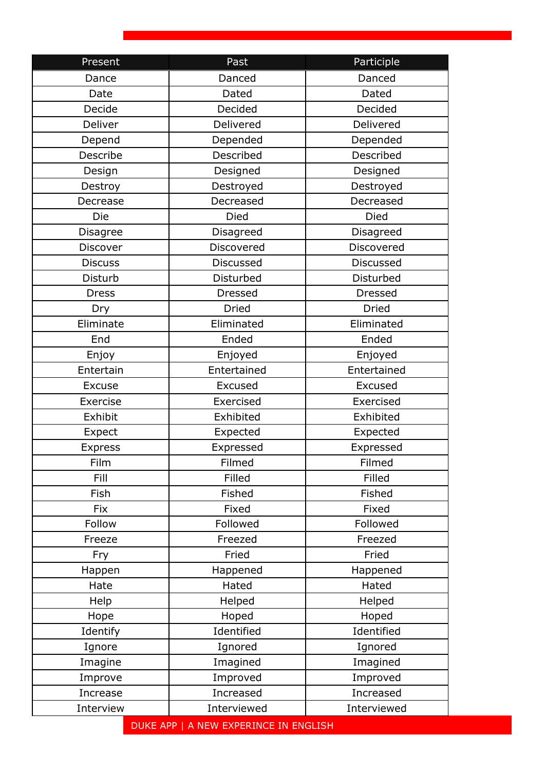| Present | Past | Participle |
|---|---|---|
| Dance | Danced | Danced |
| Date | Dated | Dated |
| Decide | Decided | Decided |
| Deliver | Delivered | Delivered |
| Depend | Depended | Depended |
| Describe | Described | Described |
| Design | Designed | Designed |
| Destroy | Destroyed | Destroyed |
| Decrease | Decreased | Decreased |
| Die | Died | Died |
| Disagree | Disagreed | Disagreed |
| Discover | Discovered | Discovered |
| Discuss | Discussed | Discussed |
| Disturb | Disturbed | Disturbed |
| Dress | Dressed | Dressed |
| Dry | Dried | Dried |
| Eliminate | Eliminated | Eliminated |
| End | Ended | Ended |
| Enjoy | Enjoyed | Enjoyed |
| Entertain | Entertained | Entertained |
| Excuse | Excused | Excused |
| Exercise | Exercised | Exercised |
| Exhibit | Exhibited | Exhibited |
| Expect | Expected | Expected |
| Express | Expressed | Expressed |
| Film | Filmed | Filmed |
| Fill | Filled | Filled |
| Fish | Fished | Fished |
| Fix | Fixed | Fixed |
| Follow | Followed | Followed |
| Freeze | Freezed | Freezed |
| Fry | Fried | Fried |
| Happen | Happened | Happened |
| Hate | Hated | Hated |
| Help | Helped | Helped |
| Hope | Hoped | Hoped |
| Identify | Identified | Identified |
| Ignore | Ignored | Ignored |
| Imagine | Imagined | Imagined |
| Improve | Improved | Improved |
| Increase | Increased | Increased |
| Interview | Interviewed | Interviewed |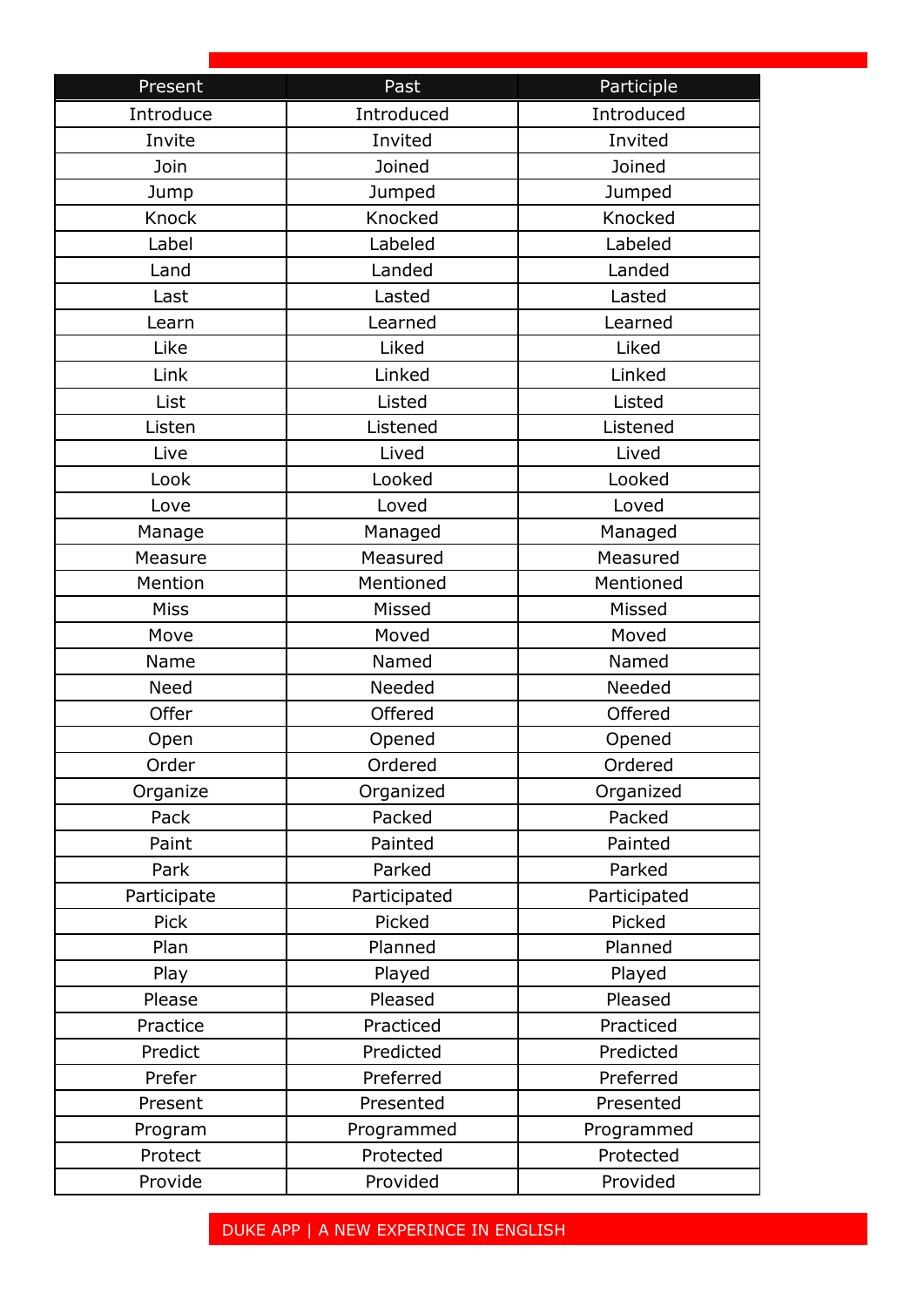| Present | Past | Participle |
| --- | --- | --- |
| Introduce | Introduced | Introduced |
| Invite | Invited | Invited |
| Join | Joined | Joined |
| Jump | Jumped | Jumped |
| Knock | Knocked | Knocked |
| Label | Labeled | Labeled |
| Land | Landed | Landed |
| Last | Lasted | Lasted |
| Learn | Learned | Learned |
| Like | Liked | Liked |
| Link | Linked | Linked |
| List | Listed | Listed |
| Listen | Listened | Listened |
| Live | Lived | Lived |
| Look | Looked | Looked |
| Love | Loved | Loved |
| Manage | Managed | Managed |
| Measure | Measured | Measured |
| Mention | Mentioned | Mentioned |
| Miss | Missed | Missed |
| Move | Moved | Moved |
| Name | Named | Named |
| Need | Needed | Needed |
| Offer | Offered | Offered |
| Open | Opened | Opened |
| Order | Ordered | Ordered |
| Organize | Organized | Organized |
| Pack | Packed | Packed |
| Paint | Painted | Painted |
| Park | Parked | Parked |
| Participate | Participated | Participated |
| Pick | Picked | Picked |
| Plan | Planned | Planned |
| Play | Played | Played |
| Please | Pleased | Pleased |
| Practice | Practiced | Practiced |
| Predict | Predicted | Predicted |
| Prefer | Preferred | Preferred |
| Present | Presented | Presented |
| Program | Programmed | Programmed |
| Protect | Protected | Protected |
| Provide | Provided | Provided |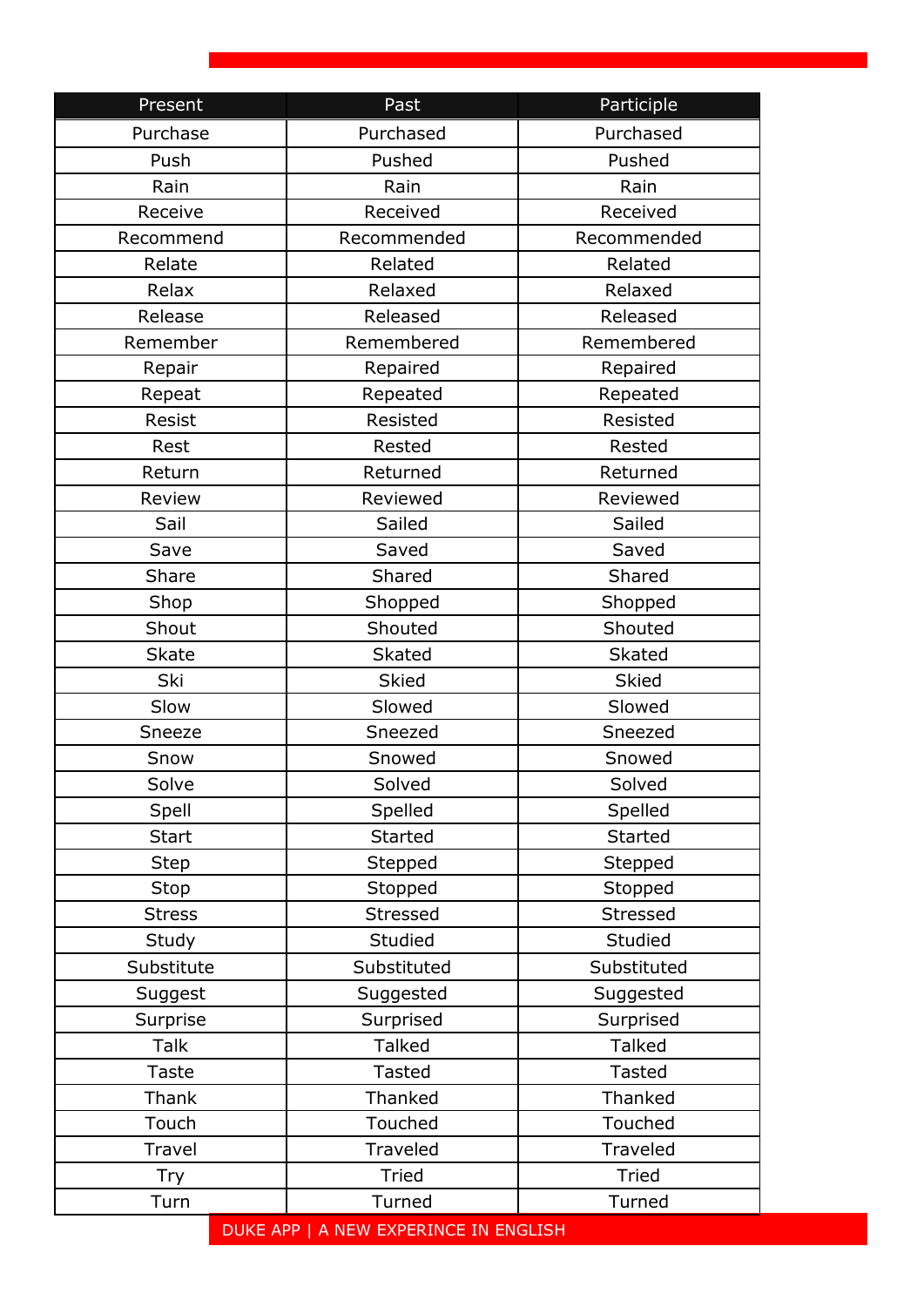| Present | Past | Participle |
|---|---|---|
| Purchase | Purchased | Purchased |
| Push | Pushed | Pushed |
| Rain | Rain | Rain |
| Receive | Received | Received |
| Recommend | Recommended | Recommended |
| Relate | Related | Related |
| Relax | Relaxed | Relaxed |
| Release | Released | Released |
| Remember | Remembered | Remembered |
| Repair | Repaired | Repaired |
| Repeat | Repeated | Repeated |
| Resist | Resisted | Resisted |
| Rest | Rested | Rested |
| Return | Returned | Returned |
| Review | Reviewed | Reviewed |
| Sail | Sailed | Sailed |
| Save | Saved | Saved |
| Share | Shared | Shared |
| Shop | Shopped | Shopped |
| Shout | Shouted | Shouted |
| Skate | Skated | Skated |
| Ski | Skied | Skied |
| Slow | Slowed | Slowed |
| Sneeze | Sneezed | Sneezed |
| Snow | Snowed | Snowed |
| Solve | Solved | Solved |
| Spell | Spelled | Spelled |
| Start | Started | Started |
| Step | Stepped | Stepped |
| Stop | Stopped | Stopped |
| Stress | Stressed | Stressed |
| Study | Studied | Studied |
| Substitute | Substituted | Substituted |
| Suggest | Suggested | Suggested |
| Surprise | Surprised | Surprised |
| Talk | Talked | Talked |
| Taste | Tasted | Tasted |
| Thank | Thanked | Thanked |
| Touch | Touched | Touched |
| Travel | Traveled | Traveled |
| Try | Tried | Tried |
| Turn | Turned | Turned |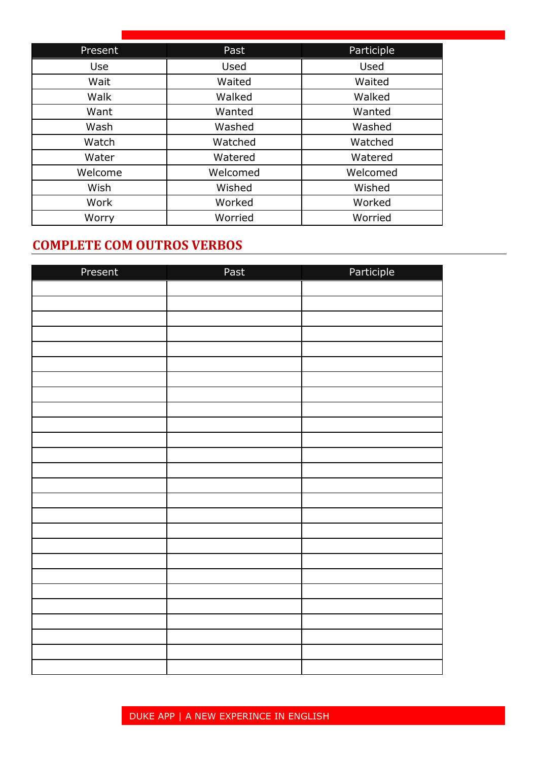| Present | Past | Participle |
|---|---|---|
| Use | Used | Used |
| Wait | Waited | Waited |
| Walk | Walked | Walked |
| Want | Wanted | Wanted |
| Wash | Washed | Washed |
| Watch | Watched | Watched |
| Water | Watered | Watered |
| Welcome | Welcomed | Welcomed |
| Wish | Wished | Wished |
| Work | Worked | Worked |
| Worry | Worried | Worried |

## COMPLETE COM OUTROS VERBOS

| Present | Past | Participle |
|---|---|---|
| | | |
| | | |
| | | |
| | | |
| | | |
| | | |
| | | |
| | | |
| | | |
| | | |
| | | |
| | | |
| | | |
| | | |
| | | |
| | | |
| | | |
| | | |
| | | |
| | | |
| | | |
| | | |
| | | |
| | | |
| | | |
| | | |